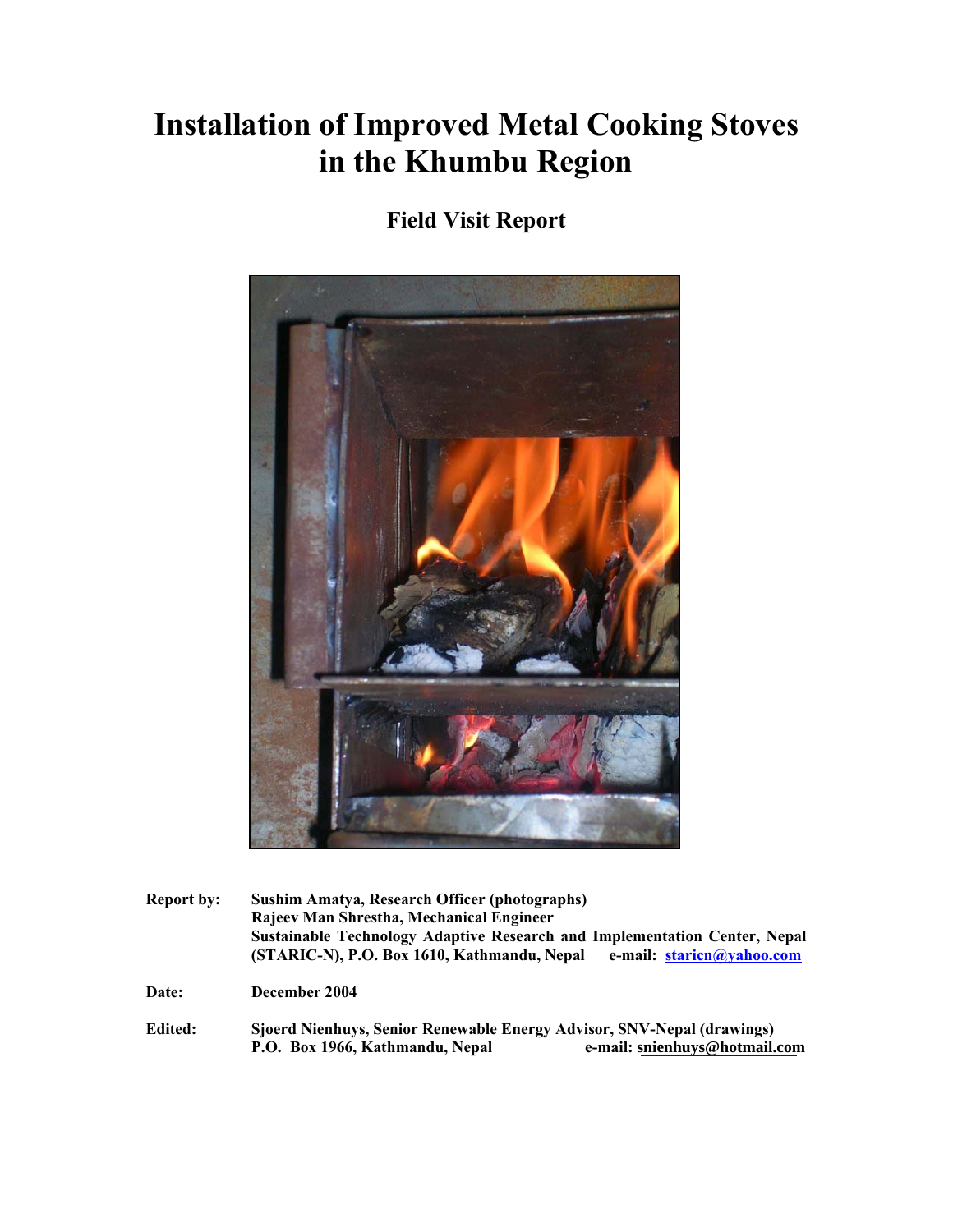# Installation of Improved Metal Cooking Stoves in the Khumbu Region

## Field Visit Report

**Report by:** Sushim Amatya, Research Officer (photographs)
Rajeev Man Shrestha, Mechanical Engineer
Sustainable Technology Adaptive Research and Implementation Center, Nepal (STARIC-N), P.O. Box 1610, Kathmandu, Nepal e-mail: staricn@yahoo.com

**Date:** December 2004

**Edited:** Sjoerd Nienhuys, Senior Renewable Energy Advisor, SNV-Nepal (drawings)
P.O. Box 1966, Kathmandu, Nepal e-mail: snienhuys@hotmail.com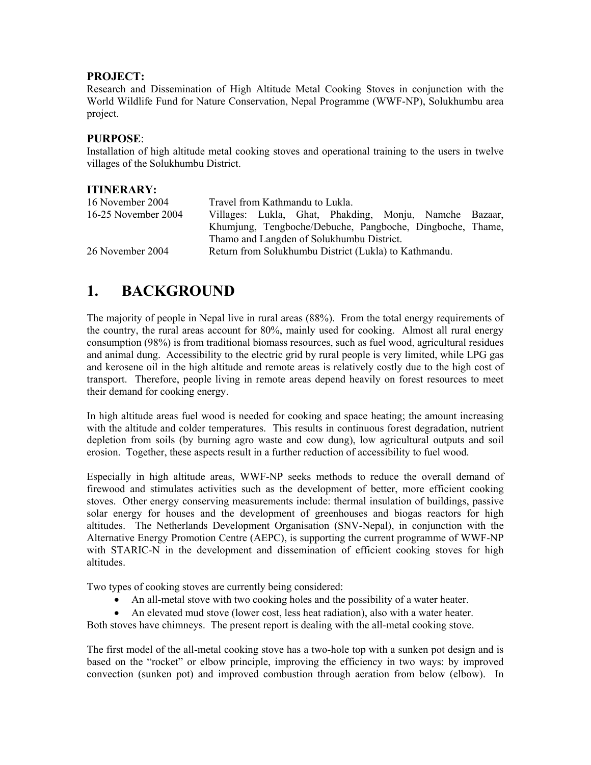**PROJECT:**
Research and Dissemination of High Altitude Metal Cooking Stoves in conjunction with the World Wildlife Fund for Nature Conservation, Nepal Programme (WWF-NP), Solukhumbu area project.

**PURPOSE**:
Installation of high altitude metal cooking stoves and operational training to the users in twelve villages of the Solukhumbu District.

**ITINERARY:**

| | |
|---|---|
| 16 November 2004 | Travel from Kathmandu to Lukla. |
| 16-25 November 2004 | Villages: Lukla, Ghat, Phakding, Monju, Namche Bazaar, Khumjung, Tengboche/Debuche, Pangboche, Dingboche, Thame, Thamo and Langden of Solukhumbu District. |
| 26 November 2004 | Return from Solukhumbu District (Lukla) to Kathmandu. |

# 1. BACKGROUND

The majority of people in Nepal live in rural areas (88%). From the total energy requirements of the country, the rural areas account for 80%, mainly used for cooking. Almost all rural energy consumption (98%) is from traditional biomass resources, such as fuel wood, agricultural residues and animal dung. Accessibility to the electric grid by rural people is very limited, while LPG gas and kerosene oil in the high altitude and remote areas is relatively costly due to the high cost of transport. Therefore, people living in remote areas depend heavily on forest resources to meet their demand for cooking energy.

In high altitude areas fuel wood is needed for cooking and space heating; the amount increasing with the altitude and colder temperatures. This results in continuous forest degradation, nutrient depletion from soils (by burning agro waste and cow dung), low agricultural outputs and soil erosion. Together, these aspects result in a further reduction of accessibility to fuel wood.

Especially in high altitude areas, WWF-NP seeks methods to reduce the overall demand of firewood and stimulates activities such as the development of better, more efficient cooking stoves. Other energy conserving measurements include: thermal insulation of buildings, passive solar energy for houses and the development of greenhouses and biogas reactors for high altitudes. The Netherlands Development Organisation (SNV-Nepal), in conjunction with the Alternative Energy Promotion Centre (AEPC), is supporting the current programme of WWF-NP with STARIC-N in the development and dissemination of efficient cooking stoves for high altitudes.

Two types of cooking stoves are currently being considered:

- An all-metal stove with two cooking holes and the possibility of a water heater.
- An elevated mud stove (lower cost, less heat radiation), also with a water heater.

Both stoves have chimneys. The present report is dealing with the all-metal cooking stove.

The first model of the all-metal cooking stove has a two-hole top with a sunken pot design and is based on the "rocket" or elbow principle, improving the efficiency in two ways: by improved convection (sunken pot) and improved combustion through aeration from below (elbow). In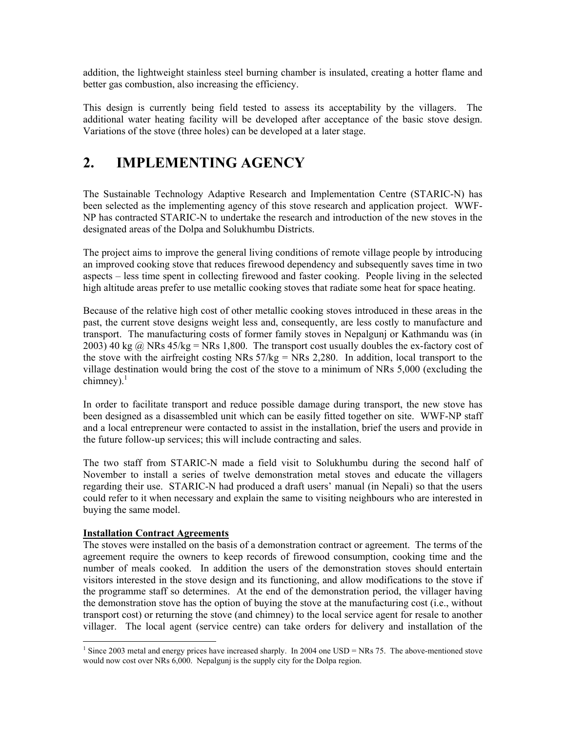addition, the lightweight stainless steel burning chamber is insulated, creating a hotter flame and better gas combustion, also increasing the efficiency.

This design is currently being field tested to assess its acceptability by the villagers. The additional water heating facility will be developed after acceptance of the basic stove design. Variations of the stove (three holes) can be developed at a later stage.

# 2. IMPLEMENTING AGENCY

The Sustainable Technology Adaptive Research and Implementation Centre (STARIC-N) has been selected as the implementing agency of this stove research and application project. WWF-NP has contracted STARIC-N to undertake the research and introduction of the new stoves in the designated areas of the Dolpa and Solukhumbu Districts.

The project aims to improve the general living conditions of remote village people by introducing an improved cooking stove that reduces firewood dependency and subsequently saves time in two aspects – less time spent in collecting firewood and faster cooking. People living in the selected high altitude areas prefer to use metallic cooking stoves that radiate some heat for space heating.

Because of the relative high cost of other metallic cooking stoves introduced in these areas in the past, the current stove designs weight less and, consequently, are less costly to manufacture and transport. The manufacturing costs of former family stoves in Nepalgunj or Kathmandu was (in 2003) 40 kg @ NRs 45/kg = NRs 1,800. The transport cost usually doubles the ex-factory cost of the stove with the airfreight costing NRs 57/kg = NRs 2,280. In addition, local transport to the village destination would bring the cost of the stove to a minimum of NRs 5,000 (excluding the chimney).[1]

In order to facilitate transport and reduce possible damage during transport, the new stove has been designed as a disassembled unit which can be easily fitted together on site. WWF-NP staff and a local entrepreneur were contacted to assist in the installation, brief the users and provide in the future follow-up services; this will include contracting and sales.

The two staff from STARIC-N made a field visit to Solukhumbu during the second half of November to install a series of twelve demonstration metal stoves and educate the villagers regarding their use. STARIC-N had produced a draft users' manual (in Nepali) so that the users could refer to it when necessary and explain the same to visiting neighbours who are interested in buying the same model.

**Installation Contract Agreements**

The stoves were installed on the basis of a demonstration contract or agreement. The terms of the agreement require the owners to keep records of firewood consumption, cooking time and the number of meals cooked. In addition the users of the demonstration stoves should entertain visitors interested in the stove design and its functioning, and allow modifications to the stove if the programme staff so determines. At the end of the demonstration period, the villager having the demonstration stove has the option of buying the stove at the manufacturing cost (i.e., without transport cost) or returning the stove (and chimney) to the local service agent for resale to another villager. The local agent (service centre) can take orders for delivery and installation of the

[1] Since 2003 metal and energy prices have increased sharply. In 2004 one USD = NRs 75. The above-mentioned stove would now cost over NRs 6,000. Nepalgunj is the supply city for the Dolpa region.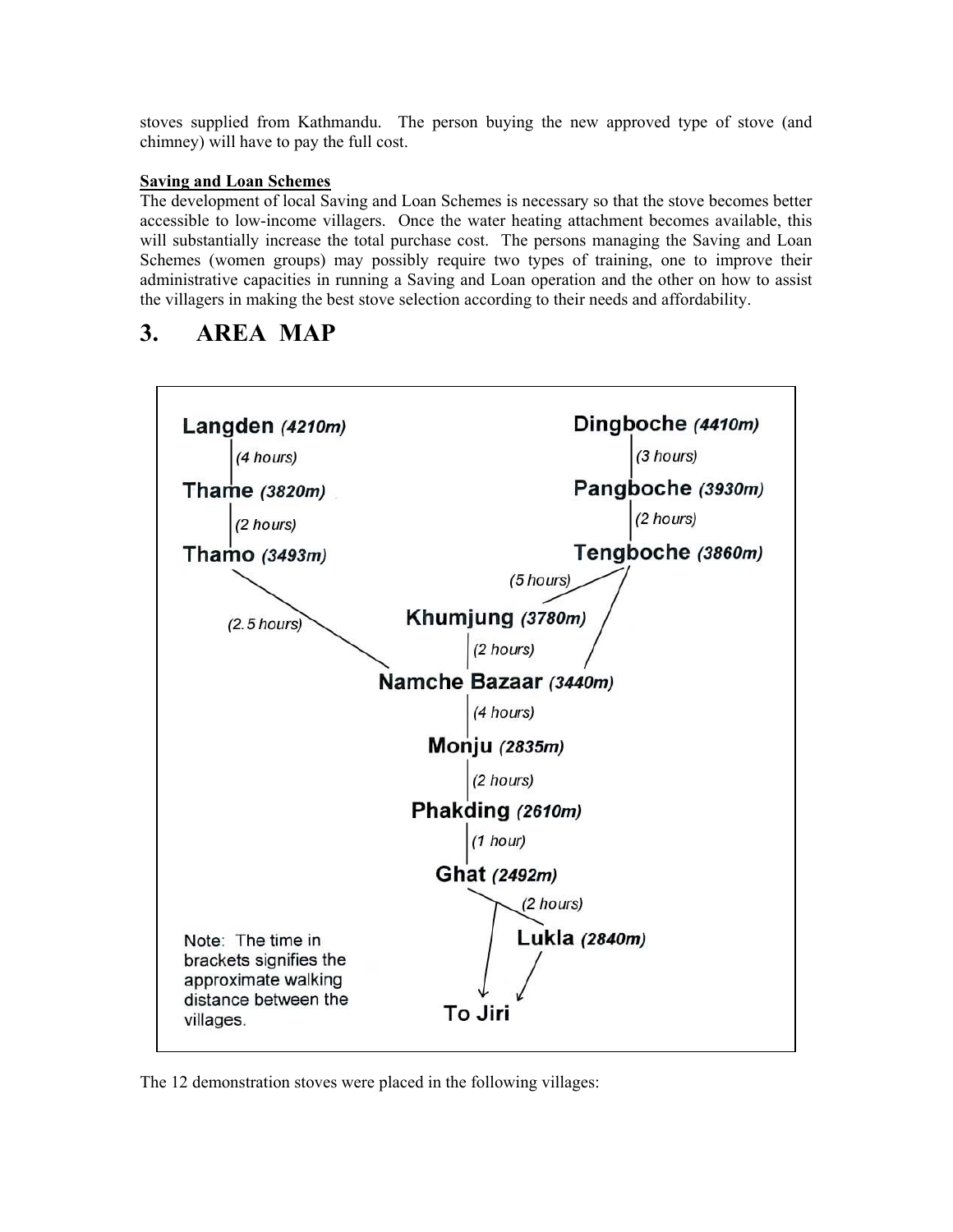stoves supplied from Kathmandu. The person buying the new approved type of stove (and chimney) will have to pay the full cost.

**Saving and Loan Schemes**

The development of local Saving and Loan Schemes is necessary so that the stove becomes better accessible to low-income villagers. Once the water heating attachment becomes available, this will substantially increase the total purchase cost. The persons managing the Saving and Loan Schemes (women groups) may possibly require two types of training, one to improve their administrative capacities in running a Saving and Loan operation and the other on how to assist the villagers in making the best stove selection according to their needs and affordability.

# 3. AREA MAP

**Langden** *(4210m)*
*(4 hours)*
**Thame** *(3820m)*
*(2 hours)*
**Thamo** *(3493m)*
*(2.5 hours)*

**Dingboche** *(4410m)*
*(3 hours)*
**Pangboche** *(3930m)*
*(2 hours)*
**Tengboche** *(3860m)*
*(5 hours)*

**Khumjung** *(3780m)*
*(2 hours)*
**Namche Bazaar** *(3440m)*
*(4 hours)*
**Monju** *(2835m)*
*(2 hours)*
**Phakding** *(2610m)*
*(1 hour)*
**Ghat** *(2492m)*
*(2 hours)*
**Lukla** *(2840m)*

**To Jiri**

Note: The time in brackets signifies the approximate walking distance between the villages.

The 12 demonstration stoves were placed in the following villages: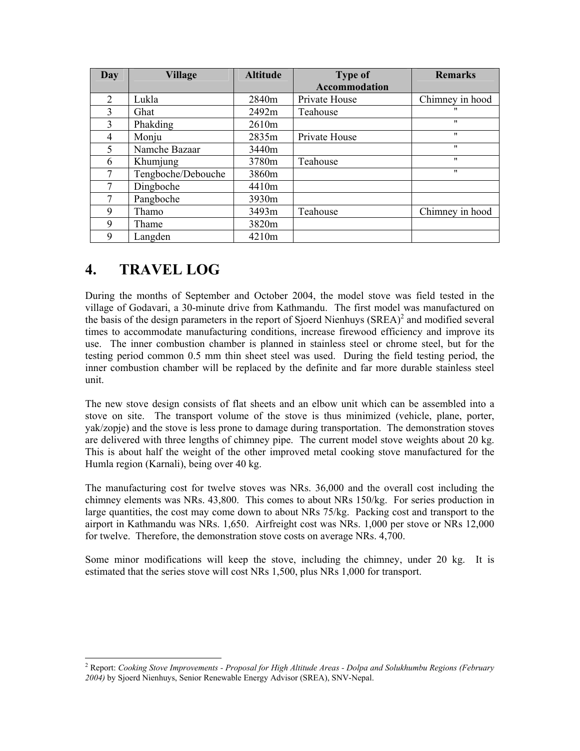| Day | Village | Altitude | Type of Accommodation | Remarks |
|---|---|---|---|---|
| 2 | Lukla | 2840m | Private House | Chimney in hood |
| 3 | Ghat | 2492m | Teahouse | " |
| 3 | Phakding | 2610m | | " |
| 4 | Monju | 2835m | Private House | " |
| 5 | Namche Bazaar | 3440m | | " |
| 6 | Khumjung | 3780m | Teahouse | " |
| 7 | Tengboche/Debouche | 3860m | | " |
| 7 | Dingboche | 4410m | | |
| 7 | Pangboche | 3930m | | |
| 9 | Thamo | 3493m | Teahouse | Chimney in hood |
| 9 | Thame | 3820m | | |
| 9 | Langden | 4210m | | |

# 4. TRAVEL LOG

During the months of September and October 2004, the model stove was field tested in the village of Godavari, a 30-minute drive from Kathmandu. The first model was manufactured on the basis of the design parameters in the report of Sjoerd Nienhuys (SREA)[2] and modified several times to accommodate manufacturing conditions, increase firewood efficiency and improve its use. The inner combustion chamber is planned in stainless steel or chrome steel, but for the testing period common 0.5 mm thin sheet steel was used. During the field testing period, the inner combustion chamber will be replaced by the definite and far more durable stainless steel unit.

The new stove design consists of flat sheets and an elbow unit which can be assembled into a stove on site. The transport volume of the stove is thus minimized (vehicle, plane, porter, yak/zopje) and the stove is less prone to damage during transportation. The demonstration stoves are delivered with three lengths of chimney pipe. The current model stove weights about 20 kg. This is about half the weight of the other improved metal cooking stove manufactured for the Humla region (Karnali), being over 40 kg.

The manufacturing cost for twelve stoves was NRs. 36,000 and the overall cost including the chimney elements was NRs. 43,800. This comes to about NRs 150/kg. For series production in large quantities, the cost may come down to about NRs 75/kg. Packing cost and transport to the airport in Kathmandu was NRs. 1,650. Airfreight cost was NRs. 1,000 per stove or NRs 12,000 for twelve. Therefore, the demonstration stove costs on average NRs. 4,700.

Some minor modifications will keep the stove, including the chimney, under 20 kg. It is estimated that the series stove will cost NRs 1,500, plus NRs 1,000 for transport.

[2] Report: *Cooking Stove Improvements - Proposal for High Altitude Areas - Dolpa and Solukhumbu Regions (February 2004)* by Sjoerd Nienhuys, Senior Renewable Energy Advisor (SREA), SNV-Nepal.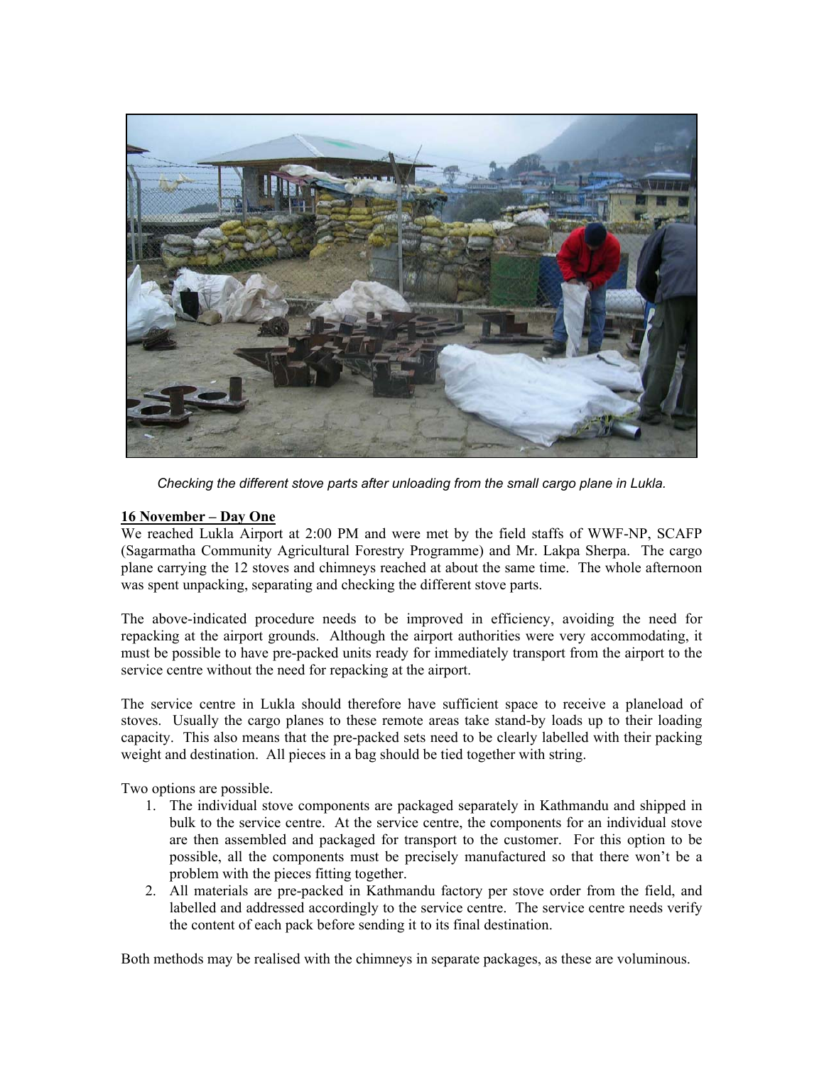*Checking the different stove parts after unloading from the small cargo plane in Lukla.*

**16 November – Day One**

We reached Lukla Airport at 2:00 PM and were met by the field staffs of WWF-NP, SCAFP (Sagarmatha Community Agricultural Forestry Programme) and Mr. Lakpa Sherpa. The cargo plane carrying the 12 stoves and chimneys reached at about the same time. The whole afternoon was spent unpacking, separating and checking the different stove parts.

The above-indicated procedure needs to be improved in efficiency, avoiding the need for repacking at the airport grounds. Although the airport authorities were very accommodating, it must be possible to have pre-packed units ready for immediately transport from the airport to the service centre without the need for repacking at the airport.

The service centre in Lukla should therefore have sufficient space to receive a planeload of stoves. Usually the cargo planes to these remote areas take stand-by loads up to their loading capacity. This also means that the pre-packed sets need to be clearly labelled with their packing weight and destination. All pieces in a bag should be tied together with string.

Two options are possible.

1. The individual stove components are packaged separately in Kathmandu and shipped in bulk to the service centre. At the service centre, the components for an individual stove are then assembled and packaged for transport to the customer. For this option to be possible, all the components must be precisely manufactured so that there won't be a problem with the pieces fitting together.
2. All materials are pre-packed in Kathmandu factory per stove order from the field, and labelled and addressed accordingly to the service centre. The service centre needs verify the content of each pack before sending it to its final destination.

Both methods may be realised with the chimneys in separate packages, as these are voluminous.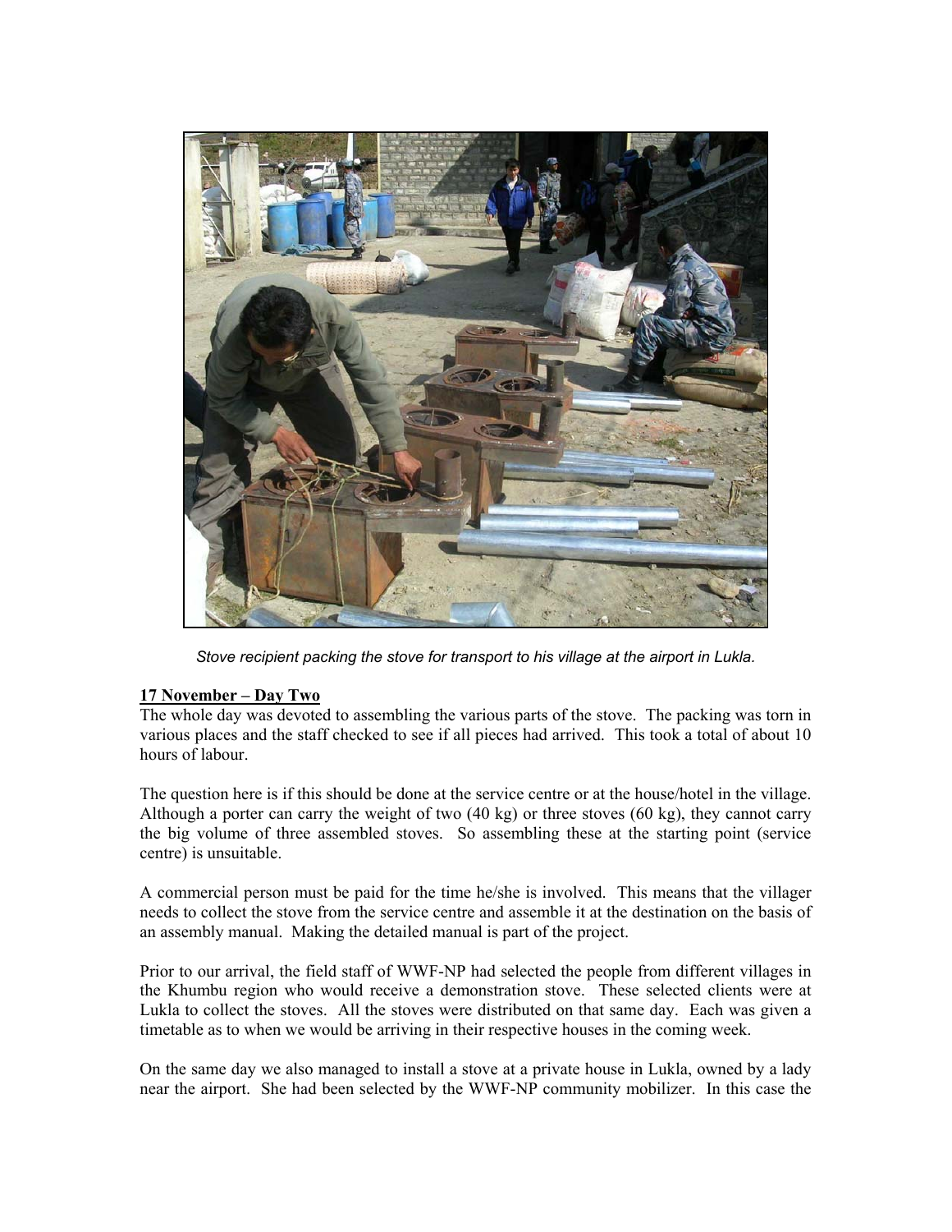*Stove recipient packing the stove for transport to his village at the airport in Lukla.*

**17 November – Day Two**

The whole day was devoted to assembling the various parts of the stove. The packing was torn in various places and the staff checked to see if all pieces had arrived. This took a total of about 10 hours of labour.

The question here is if this should be done at the service centre or at the house/hotel in the village. Although a porter can carry the weight of two (40 kg) or three stoves (60 kg), they cannot carry the big volume of three assembled stoves. So assembling these at the starting point (service centre) is unsuitable.

A commercial person must be paid for the time he/she is involved. This means that the villager needs to collect the stove from the service centre and assemble it at the destination on the basis of an assembly manual. Making the detailed manual is part of the project.

Prior to our arrival, the field staff of WWF-NP had selected the people from different villages in the Khumbu region who would receive a demonstration stove. These selected clients were at Lukla to collect the stoves. All the stoves were distributed on that same day. Each was given a timetable as to when we would be arriving in their respective houses in the coming week.

On the same day we also managed to install a stove at a private house in Lukla, owned by a lady near the airport. She had been selected by the WWF-NP community mobilizer. In this case the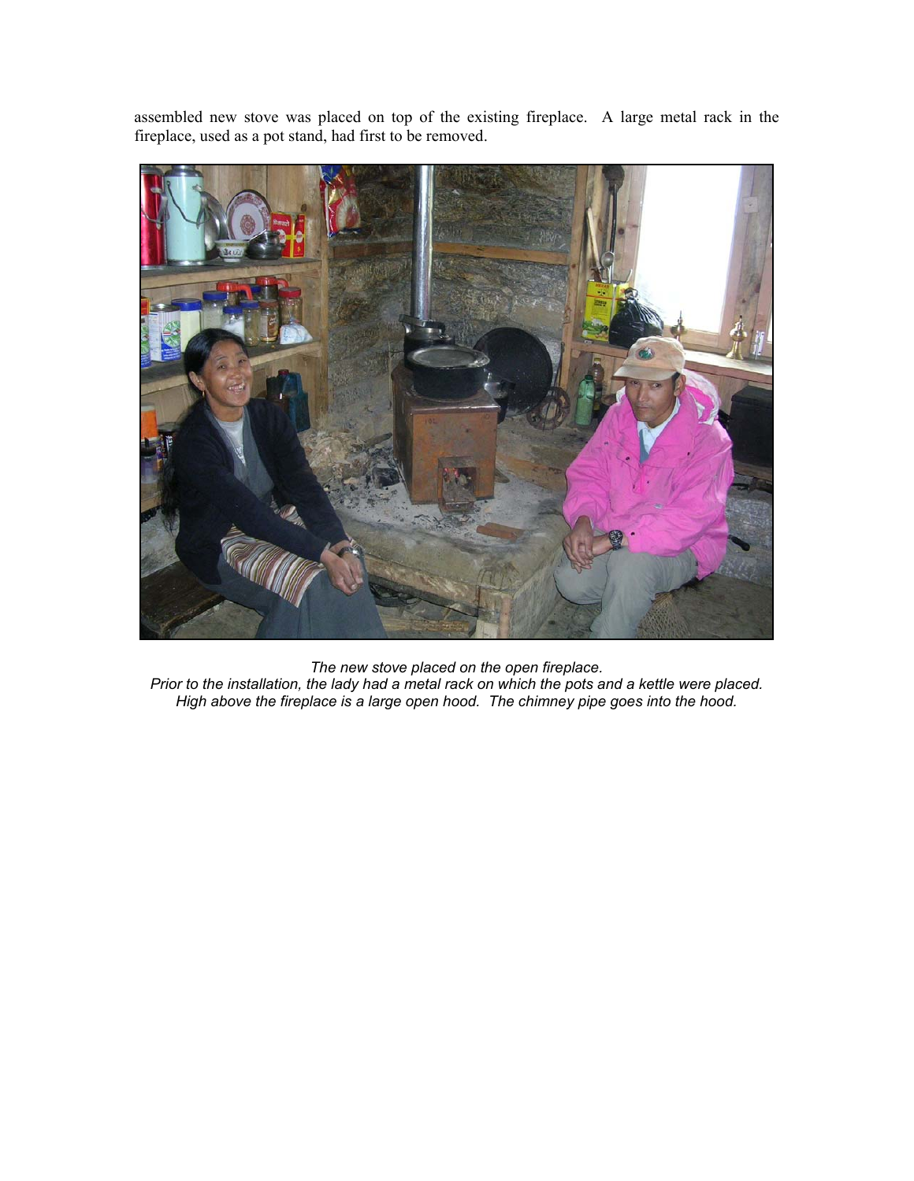assembled new stove was placed on top of the existing fireplace. A large metal rack in the fireplace, used as a pot stand, had first to be removed.

*The new stove placed on the open fireplace.*
*Prior to the installation, the lady had a metal rack on which the pots and a kettle were placed.*
*High above the fireplace is a large open hood. The chimney pipe goes into the hood.*